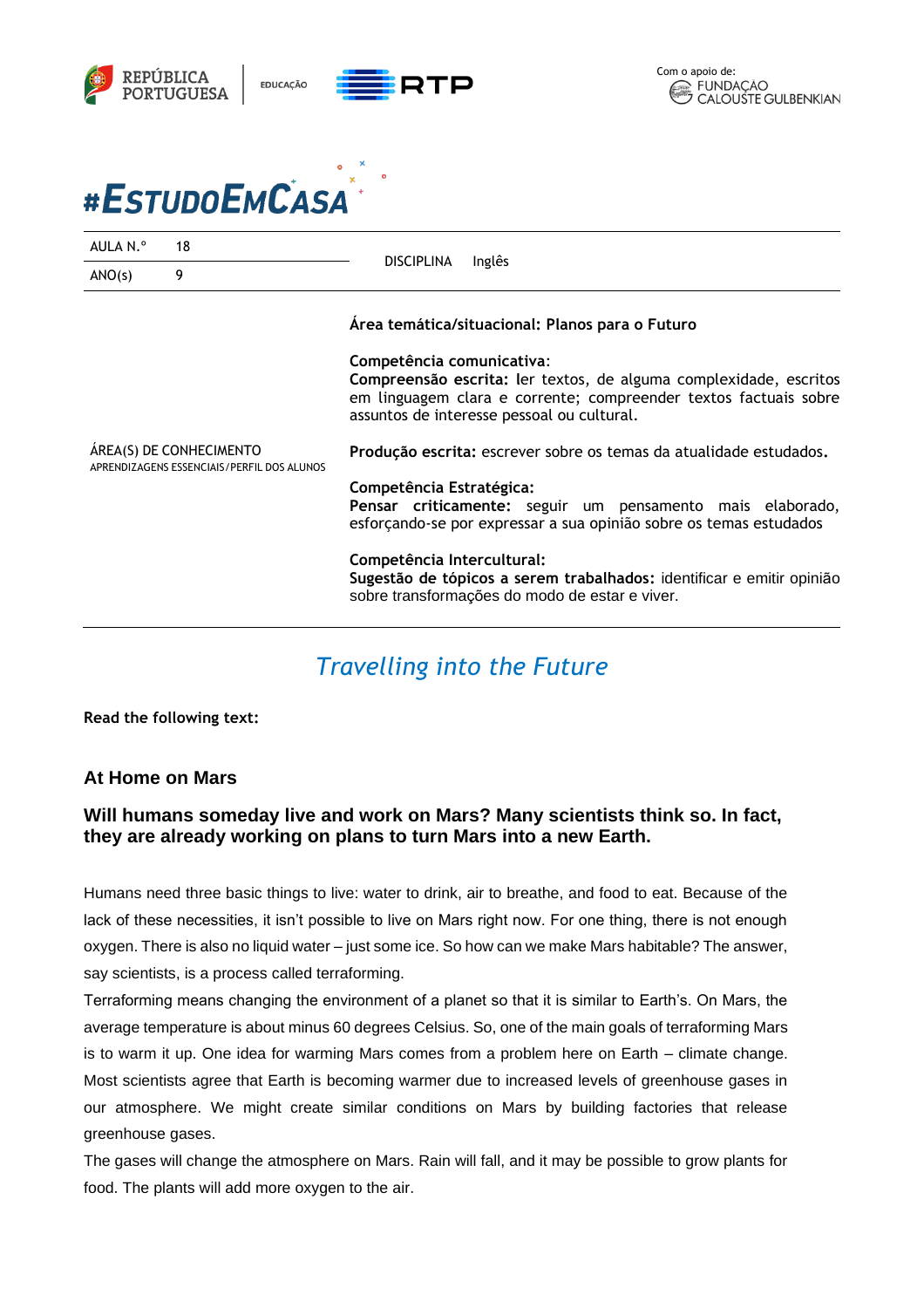REPÚBLICA PORTUGUESA | EDUCAÇÃO | RTP

Com o apoio de: FUNDAÇÃO CALOUSTE GULBENKIAN

# #EstudoEmCasa

| AULA N.º | 18 | DISCIPLINA | Inglês |
|---|---|---|---|
| ANO(s) | 9 | | |

| | |
|---|---|
| ÁREA(S) DE CONHECIMENTO<br>APRENDIZAGENS ESSENCIAIS/PERFIL DOS ALUNOS | **Área temática/situacional: Planos para o Futuro**<br><br>**Competência comunicativa:**<br>**Compreensão escrita: l**er textos, de alguma complexidade, escritos em linguagem clara e corrente; compreender textos factuais sobre assuntos de interesse pessoal ou cultural.<br><br>**Produção escrita:** escrever sobre os temas da atualidade estudados.<br><br>**Competência Estratégica:**<br>**Pensar criticamente:** seguir um pensamento mais elaborado, esforçando-se por expressar a sua opinião sobre os temas estudados<br><br>**Competência Intercultural:**<br>**Sugestão de tópicos a serem trabalhados:** identificar e emitir opinião sobre transformações do modo de estar e viver. |

## *Travelling into the Future*

**Read the following text:**

### At Home on Mars

**Will humans someday live and work on Mars? Many scientists think so. In fact, they are already working on plans to turn Mars into a new Earth.**

Humans need three basic things to live: water to drink, air to breathe, and food to eat. Because of the lack of these necessities, it isn't possible to live on Mars right now. For one thing, there is not enough oxygen. There is also no liquid water – just some ice. So how can we make Mars habitable? The answer, say scientists, is a process called terraforming.

Terraforming means changing the environment of a planet so that it is similar to Earth's. On Mars, the average temperature is about minus 60 degrees Celsius. So, one of the main goals of terraforming Mars is to warm it up. One idea for warming Mars comes from a problem here on Earth – climate change. Most scientists agree that Earth is becoming warmer due to increased levels of greenhouse gases in our atmosphere. We might create similar conditions on Mars by building factories that release greenhouse gases.

The gases will change the atmosphere on Mars. Rain will fall, and it may be possible to grow plants for food. The plants will add more oxygen to the air.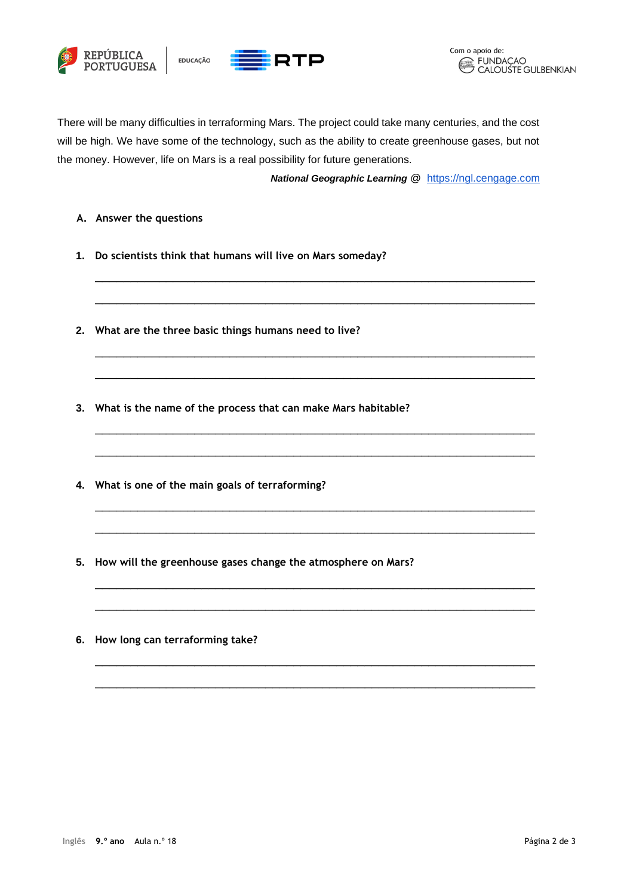There will be many difficulties in terraforming Mars. The project could take many centuries, and the cost will be high. We have some of the technology, such as the ability to create greenhouse gases, but not the money. However, life on Mars is a real possibility for future generations.

***National Geographic Learning*** @ [https://ngl.cengage.com](https://ngl.cengage.com)

**A. Answer the questions**

**1. Do scientists think that humans will live on Mars someday?**

______________________________________________________________________________

______________________________________________________________________________

**2. What are the three basic things humans need to live?**

______________________________________________________________________________

______________________________________________________________________________

**3. What is the name of the process that can make Mars habitable?**

______________________________________________________________________________

______________________________________________________________________________

**4. What is one of the main goals of terraforming?**

______________________________________________________________________________

______________________________________________________________________________

**5. How will the greenhouse gases change the atmosphere on Mars?**

______________________________________________________________________________

______________________________________________________________________________

**6. How long can terraforming take?**

______________________________________________________________________________

______________________________________________________________________________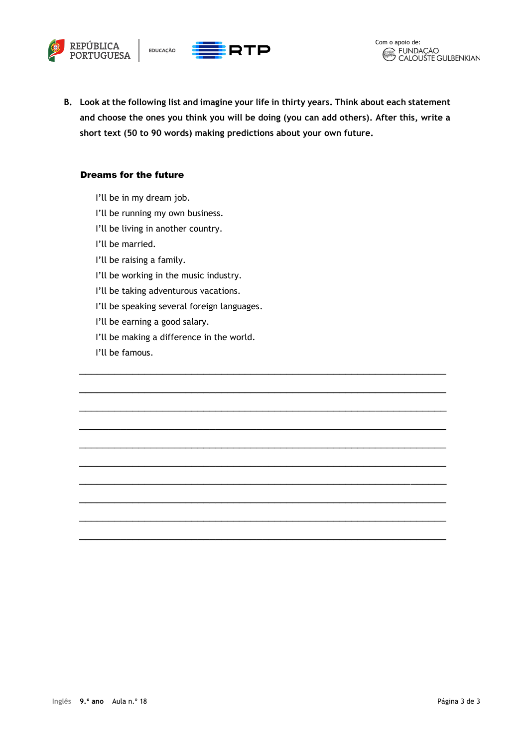**B.** **Look at the following list and imagine your life in thirty years. Think about each statement and choose the ones you think you will be doing (you can add others). After this, write a short text (50 to 90 words) making predictions about your own future.**

**Dreams for the future**

I'll be in my dream job.
I'll be running my own business.
I'll be living in another country.
I'll be married.
I'll be raising a family.
I'll be working in the music industry.
I'll be taking adventurous vacations.
I'll be speaking several foreign languages.
I'll be earning a good salary.
I'll be making a difference in the world.
I'll be famous.

___________________________________________________________________________

___________________________________________________________________________

___________________________________________________________________________

___________________________________________________________________________

___________________________________________________________________________

___________________________________________________________________________

___________________________________________________________________________

___________________________________________________________________________

___________________________________________________________________________

___________________________________________________________________________